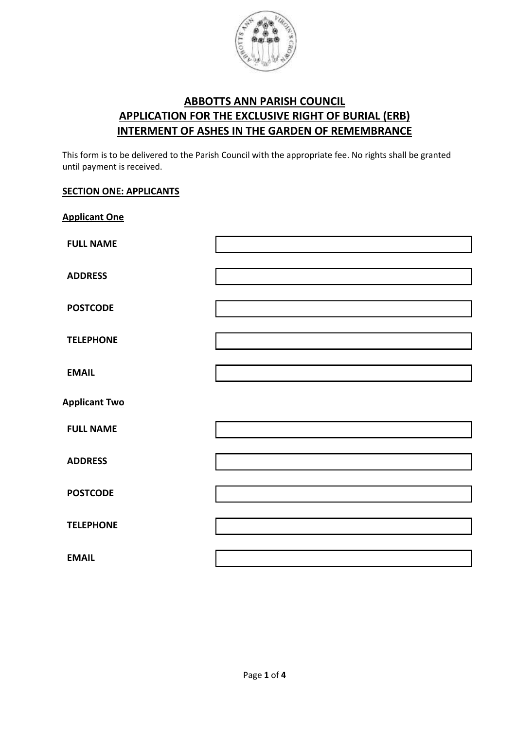# ABBOTTS ANN PARISH COUNCIL
# APPLICATION FOR THE EXCLUSIVE RIGHT OF BURIAL (ERB)
# INTERMENT OF ASHES IN THE GARDEN OF REMEMBRANCE

This form is to be delivered to the Parish Council with the appropriate fee. No rights shall be granted until payment is received.

## SECTION ONE: APPLICANTS

### Applicant One

| | |
|---|---|
| **FULL NAME** | |
| **ADDRESS** | |
| **POSTCODE** | |
| **TELEPHONE** | |
| **EMAIL** | |

### Applicant Two

| | |
|---|---|
| **FULL NAME** | |
| **ADDRESS** | |
| **POSTCODE** | |
| **TELEPHONE** | |
| **EMAIL** | |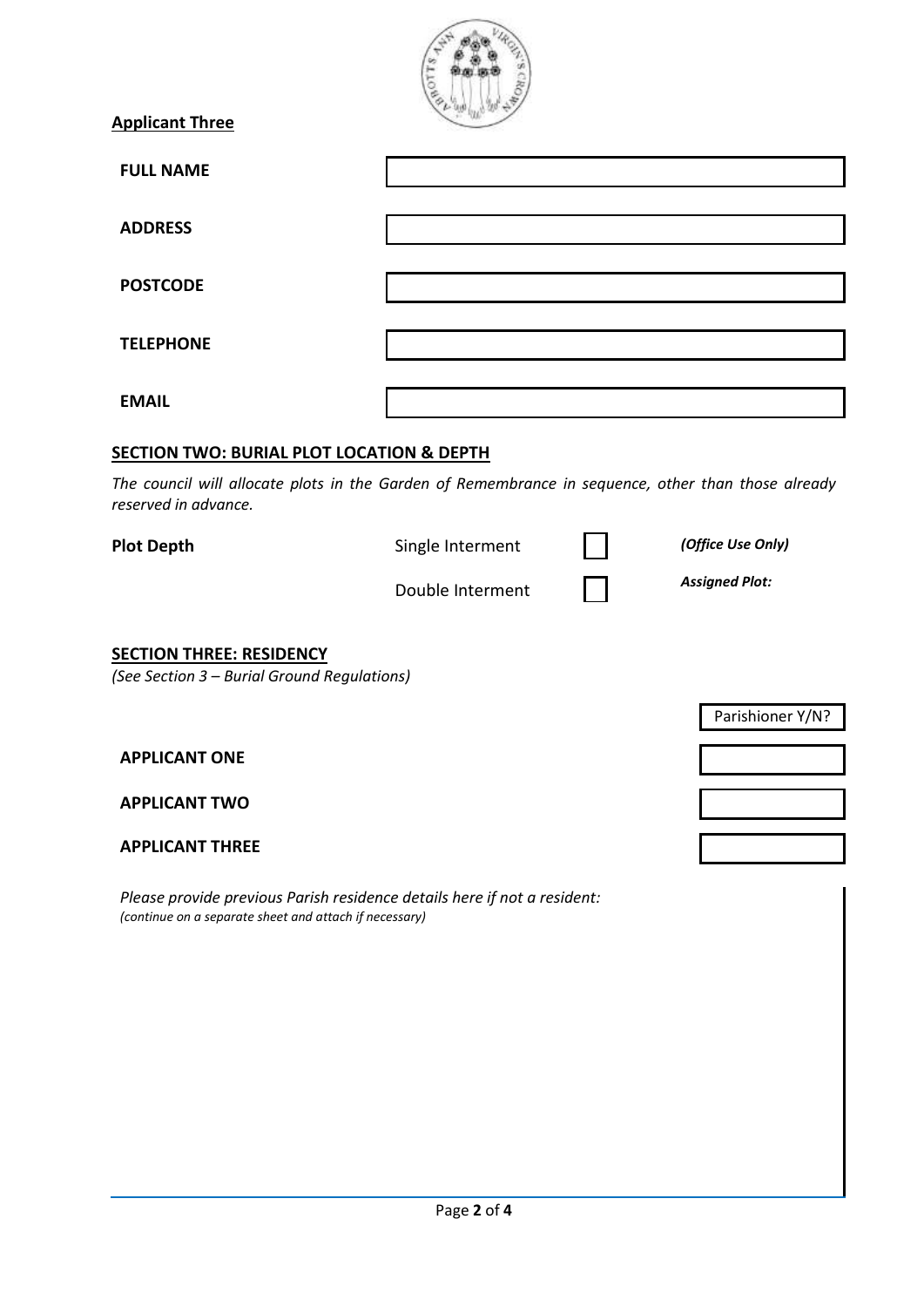**Applicant Three**

| | |
|---|---|
| **FULL NAME** | |
| **ADDRESS** | |
| **POSTCODE** | |
| **TELEPHONE** | |
| **EMAIL** | |

**SECTION TWO: BURIAL PLOT LOCATION & DEPTH**

*The council will allocate plots in the Garden of Remembrance in sequence, other than those already reserved in advance.*

| | | | |
|---|---|---|---|
| **Plot Depth** | Single Interment | ☐ | ***(Office Use Only)*** |
| | Double Interment | ☐ | ***Assigned Plot:*** |

**SECTION THREE: RESIDENCY**

*(See Section 3 – Burial Ground Regulations)*

| | Parishioner Y/N? |
|---|---|
| **APPLICANT ONE** | |
| **APPLICANT TWO** | |
| **APPLICANT THREE** | |

*Please provide previous Parish residence details here if not a resident:*
*(continue on a separate sheet and attach if necessary)*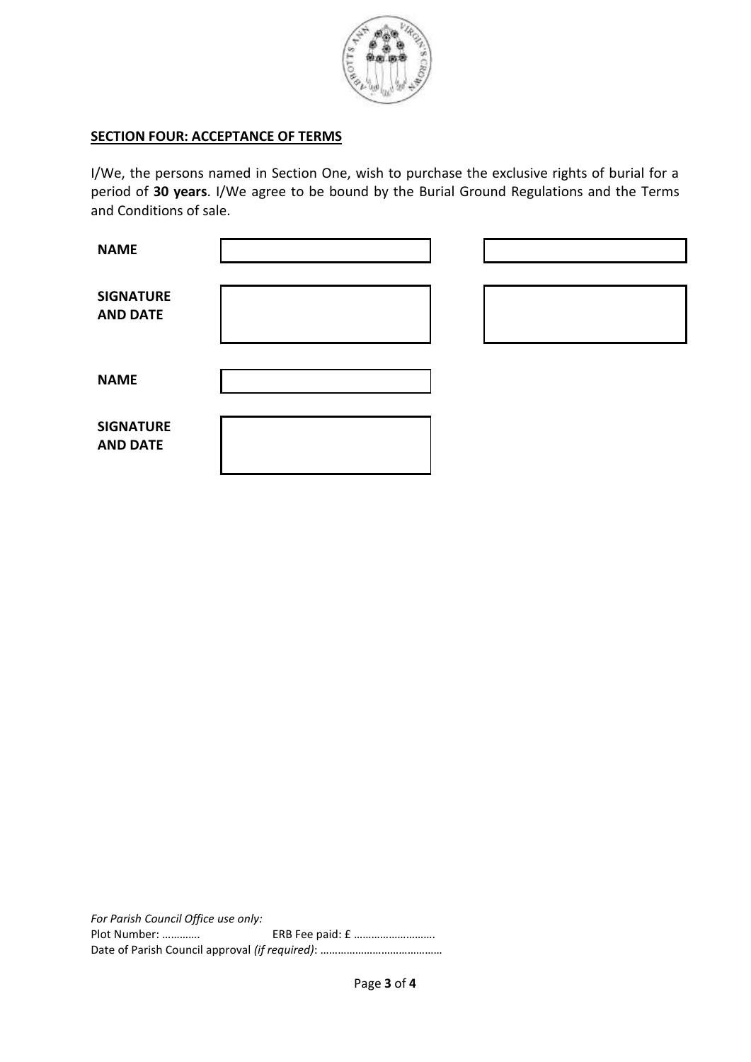**SECTION FOUR: ACCEPTANCE OF TERMS**

I/We, the persons named in Section One, wish to purchase the exclusive rights of burial for a period of **30 years**. I/We agree to be bound by the Burial Ground Regulations and the Terms and Conditions of sale.

| | | |
|---|---|---|
| **NAME** | | |
| **SIGNATURE AND DATE** | | |
| **NAME** | | |
| **SIGNATURE AND DATE** | | |

*For Parish Council Office use only:*
Plot Number: …………. ERB Fee paid: £ ……………………….
Date of Parish Council approval *(if required)*: ……………………………………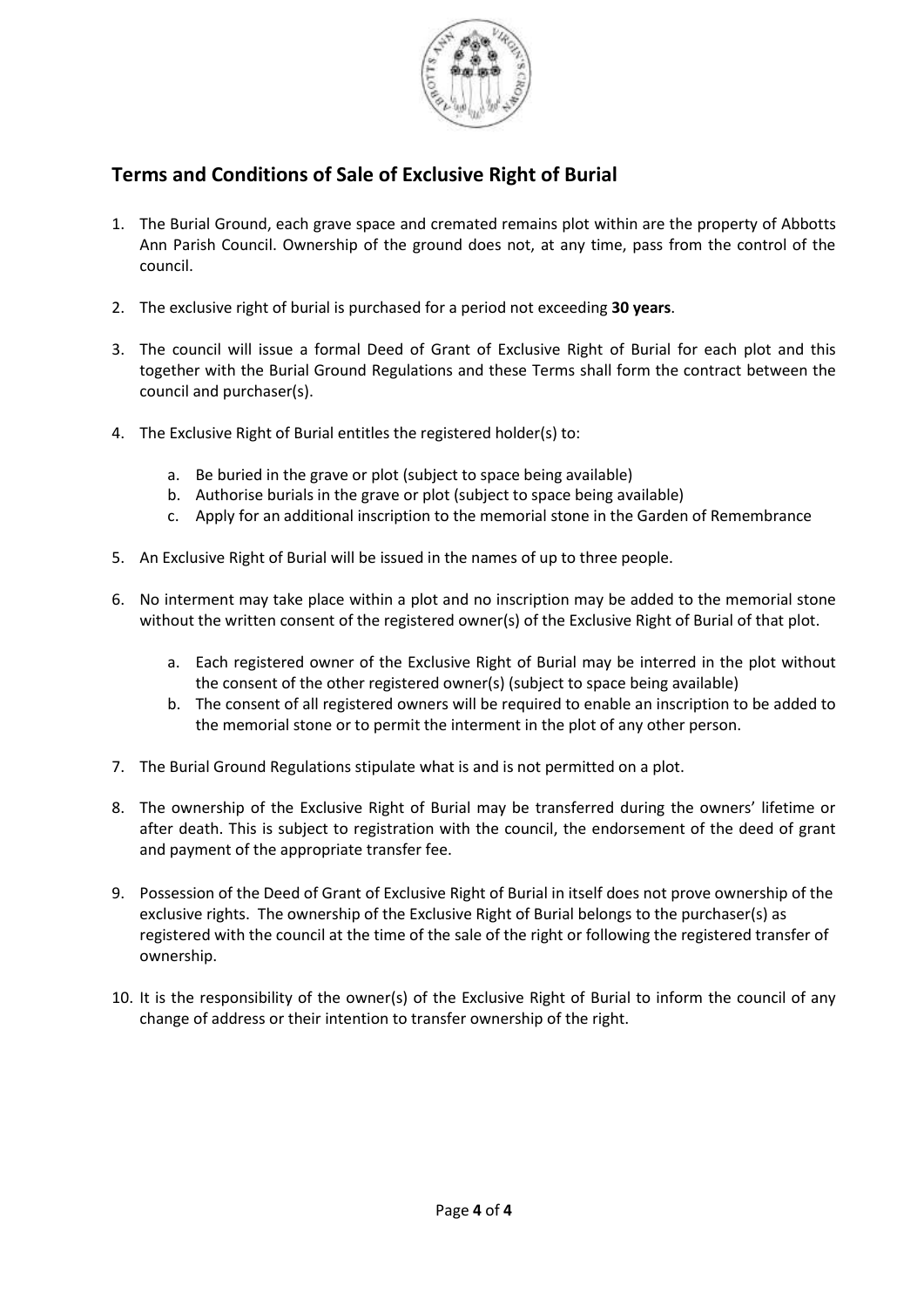## Terms and Conditions of Sale of Exclusive Right of Burial

1. The Burial Ground, each grave space and cremated remains plot within are the property of Abbotts Ann Parish Council. Ownership of the ground does not, at any time, pass from the control of the council.

2. The exclusive right of burial is purchased for a period not exceeding **30 years**.

3. The council will issue a formal Deed of Grant of Exclusive Right of Burial for each plot and this together with the Burial Ground Regulations and these Terms shall form the contract between the council and purchaser(s).

4. The Exclusive Right of Burial entitles the registered holder(s) to:

    a. Be buried in the grave or plot (subject to space being available)
    b. Authorise burials in the grave or plot (subject to space being available)
    c. Apply for an additional inscription to the memorial stone in the Garden of Remembrance

5. An Exclusive Right of Burial will be issued in the names of up to three people.

6. No interment may take place within a plot and no inscription may be added to the memorial stone without the written consent of the registered owner(s) of the Exclusive Right of Burial of that plot.

    a. Each registered owner of the Exclusive Right of Burial may be interred in the plot without the consent of the other registered owner(s) (subject to space being available)
    b. The consent of all registered owners will be required to enable an inscription to be added to the memorial stone or to permit the interment in the plot of any other person.

7. The Burial Ground Regulations stipulate what is and is not permitted on a plot.

8. The ownership of the Exclusive Right of Burial may be transferred during the owners' lifetime or after death. This is subject to registration with the council, the endorsement of the deed of grant and payment of the appropriate transfer fee.

9. Possession of the Deed of Grant of Exclusive Right of Burial in itself does not prove ownership of the exclusive rights. The ownership of the Exclusive Right of Burial belongs to the purchaser(s) as registered with the council at the time of the sale of the right or following the registered transfer of ownership.

10. It is the responsibility of the owner(s) of the Exclusive Right of Burial to inform the council of any change of address or their intention to transfer ownership of the right.